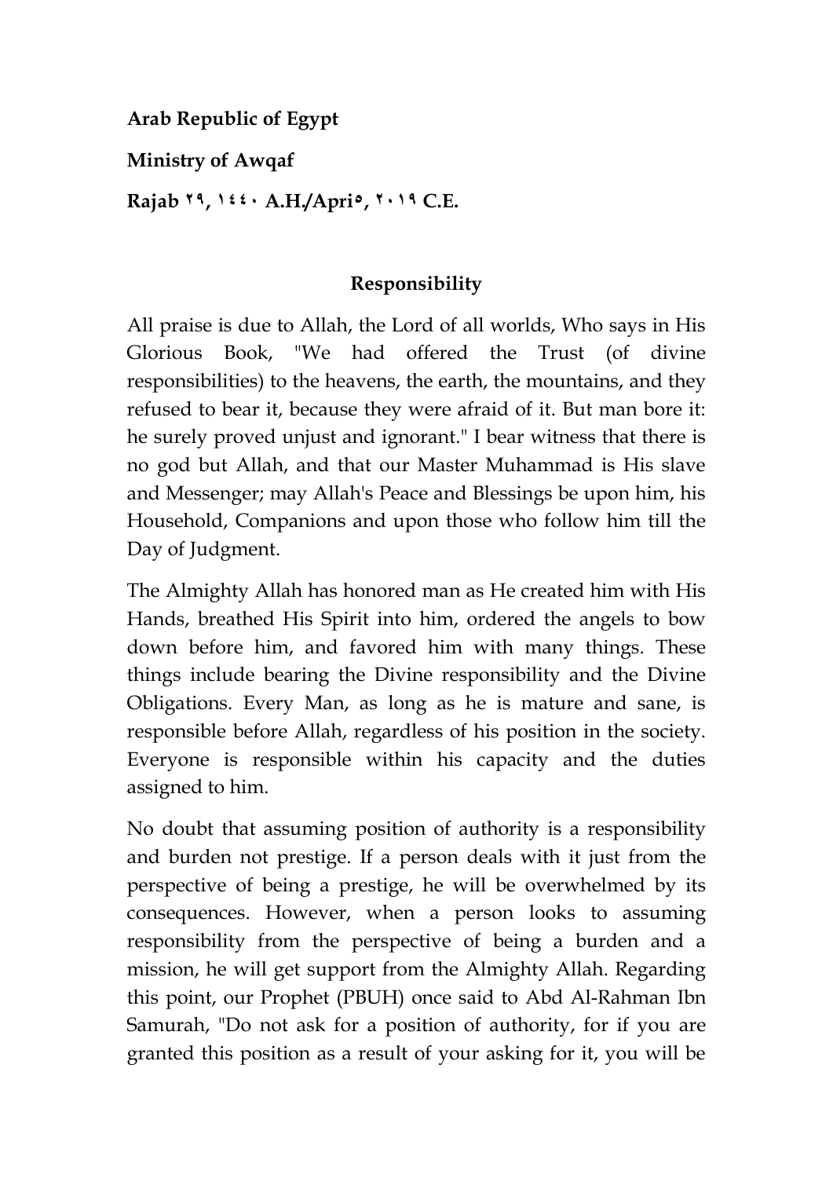**Arab Republic of Egypt**

**Ministry of Awqaf**

**Rajab ٢٩, ١٤٤٠ A.H./Apri٥, ٢٠١٩ C.E.**

## Responsibility

All praise is due to Allah, the Lord of all worlds, Who says in His Glorious Book, "We had offered the Trust (of divine responsibilities) to the heavens, the earth, the mountains, and they refused to bear it, because they were afraid of it. But man bore it: he surely proved unjust and ignorant." I bear witness that there is no god but Allah, and that our Master Muhammad is His slave and Messenger; may Allah's Peace and Blessings be upon him, his Household, Companions and upon those who follow him till the Day of Judgment.

The Almighty Allah has honored man as He created him with His Hands, breathed His Spirit into him, ordered the angels to bow down before him, and favored him with many things. These things include bearing the Divine responsibility and the Divine Obligations. Every Man, as long as he is mature and sane, is responsible before Allah, regardless of his position in the society. Everyone is responsible within his capacity and the duties assigned to him.

No doubt that assuming position of authority is a responsibility and burden not prestige. If a person deals with it just from the perspective of being a prestige, he will be overwhelmed by its consequences. However, when a person looks to assuming responsibility from the perspective of being a burden and a mission, he will get support from the Almighty Allah. Regarding this point, our Prophet (PBUH) once said to Abd Al-Rahman Ibn Samurah, "Do not ask for a position of authority, for if you are granted this position as a result of your asking for it, you will be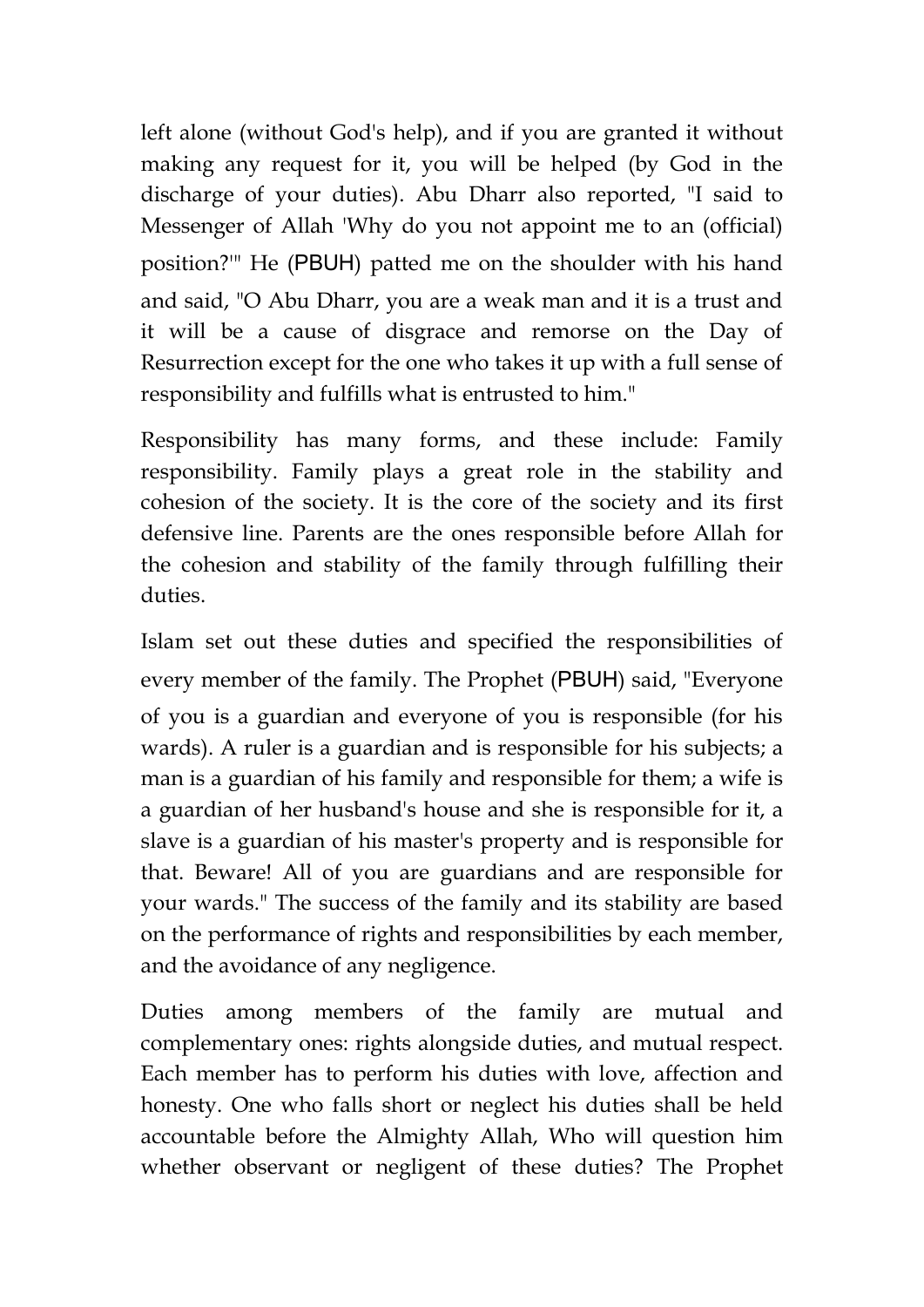left alone (without God's help), and if you are granted it without making any request for it, you will be helped (by God in the discharge of your duties). Abu Dharr also reported, "I said to Messenger of Allah 'Why do you not appoint me to an (official) position?'" He (PBUH) patted me on the shoulder with his hand and said, "O Abu Dharr, you are a weak man and it is a trust and it will be a cause of disgrace and remorse on the Day of Resurrection except for the one who takes it up with a full sense of responsibility and fulfills what is entrusted to him."

Responsibility has many forms, and these include: Family responsibility. Family plays a great role in the stability and cohesion of the society. It is the core of the society and its first defensive line. Parents are the ones responsible before Allah for the cohesion and stability of the family through fulfilling their duties.

Islam set out these duties and specified the responsibilities of every member of the family. The Prophet (PBUH) said, "Everyone of you is a guardian and everyone of you is responsible (for his wards). A ruler is a guardian and is responsible for his subjects; a man is a guardian of his family and responsible for them; a wife is a guardian of her husband's house and she is responsible for it, a slave is a guardian of his master's property and is responsible for that. Beware! All of you are guardians and are responsible for your wards." The success of the family and its stability are based on the performance of rights and responsibilities by each member, and the avoidance of any negligence.

Duties among members of the family are mutual and complementary ones: rights alongside duties, and mutual respect. Each member has to perform his duties with love, affection and honesty. One who falls short or neglect his duties shall be held accountable before the Almighty Allah, Who will question him whether observant or negligent of these duties? The Prophet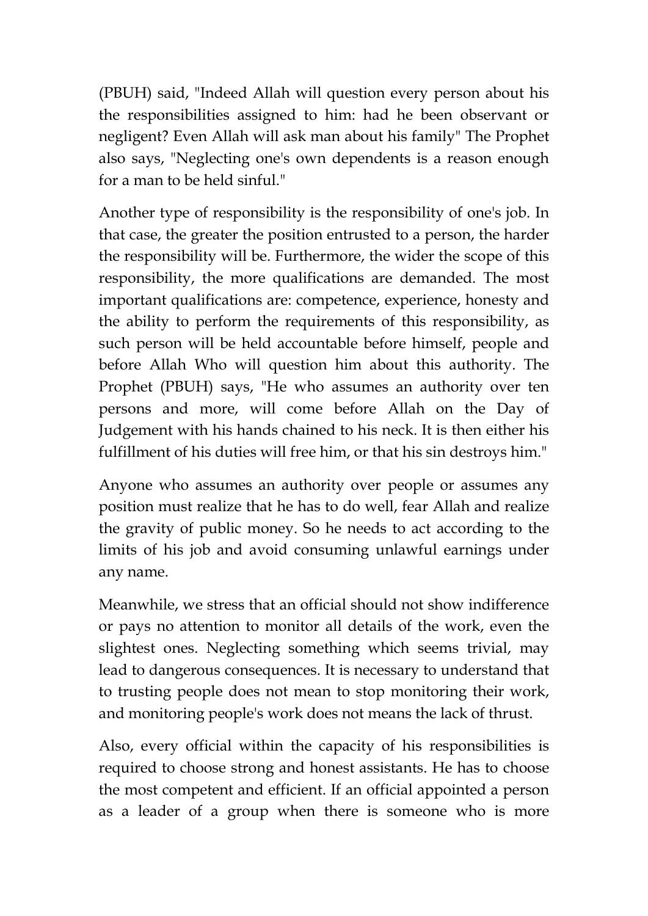(PBUH) said, "Indeed Allah will question every person about his the responsibilities assigned to him: had he been observant or negligent? Even Allah will ask man about his family" The Prophet also says, "Neglecting one's own dependents is a reason enough for a man to be held sinful."

Another type of responsibility is the responsibility of one's job. In that case, the greater the position entrusted to a person, the harder the responsibility will be. Furthermore, the wider the scope of this responsibility, the more qualifications are demanded. The most important qualifications are: competence, experience, honesty and the ability to perform the requirements of this responsibility, as such person will be held accountable before himself, people and before Allah Who will question him about this authority. The Prophet (PBUH) says, "He who assumes an authority over ten persons and more, will come before Allah on the Day of Judgement with his hands chained to his neck. It is then either his fulfillment of his duties will free him, or that his sin destroys him."

Anyone who assumes an authority over people or assumes any position must realize that he has to do well, fear Allah and realize the gravity of public money. So he needs to act according to the limits of his job and avoid consuming unlawful earnings under any name.

Meanwhile, we stress that an official should not show indifference or pays no attention to monitor all details of the work, even the slightest ones. Neglecting something which seems trivial, may lead to dangerous consequences. It is necessary to understand that to trusting people does not mean to stop monitoring their work, and monitoring people's work does not means the lack of thrust.

Also, every official within the capacity of his responsibilities is required to choose strong and honest assistants. He has to choose the most competent and efficient. If an official appointed a person as a leader of a group when there is someone who is more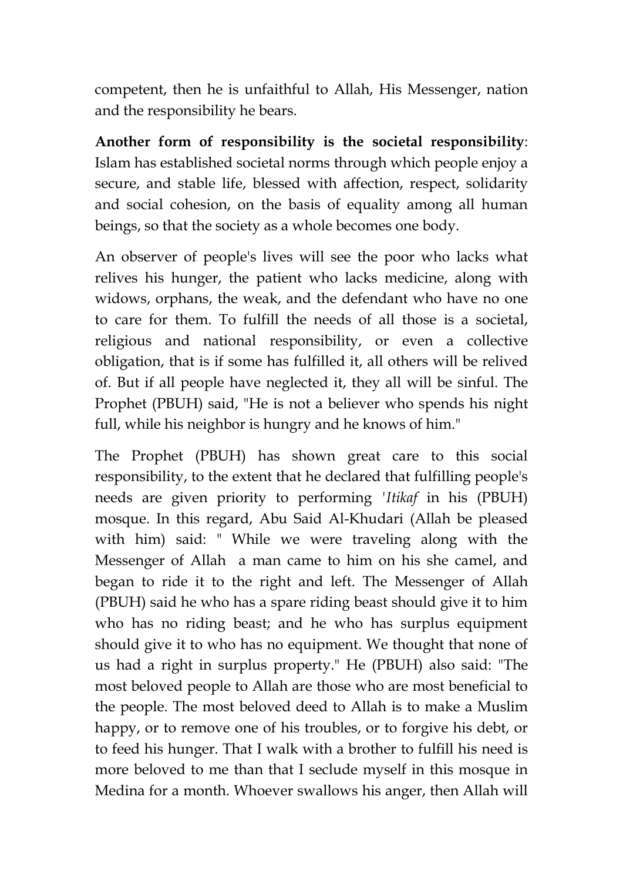competent, then he is unfaithful to Allah, His Messenger, nation and the responsibility he bears.

**Another form of responsibility is the societal responsibility**: Islam has established societal norms through which people enjoy a secure, and stable life, blessed with affection, respect, solidarity and social cohesion, on the basis of equality among all human beings, so that the society as a whole becomes one body.

An observer of people's lives will see the poor who lacks what relives his hunger, the patient who lacks medicine, along with widows, orphans, the weak, and the defendant who have no one to care for them. To fulfill the needs of all those is a societal, religious and national responsibility, or even a collective obligation, that is if some has fulfilled it, all others will be relived of. But if all people have neglected it, they all will be sinful. The Prophet (PBUH) said, "He is not a believer who spends his night full, while his neighbor is hungry and he knows of him."

The Prophet (PBUH) has shown great care to this social responsibility, to the extent that he declared that fulfilling people's needs are given priority to performing *'Itikaf* in his (PBUH) mosque. In this regard, Abu Said Al-Khudari (Allah be pleased with him) said: " While we were traveling along with the Messenger of Allah a man came to him on his she camel, and began to ride it to the right and left. The Messenger of Allah (PBUH) said he who has a spare riding beast should give it to him who has no riding beast; and he who has surplus equipment should give it to who has no equipment. We thought that none of us had a right in surplus property." He (PBUH) also said: "The most beloved people to Allah are those who are most beneficial to the people. The most beloved deed to Allah is to make a Muslim happy, or to remove one of his troubles, or to forgive his debt, or to feed his hunger. That I walk with a brother to fulfill his need is more beloved to me than that I seclude myself in this mosque in Medina for a month. Whoever swallows his anger, then Allah will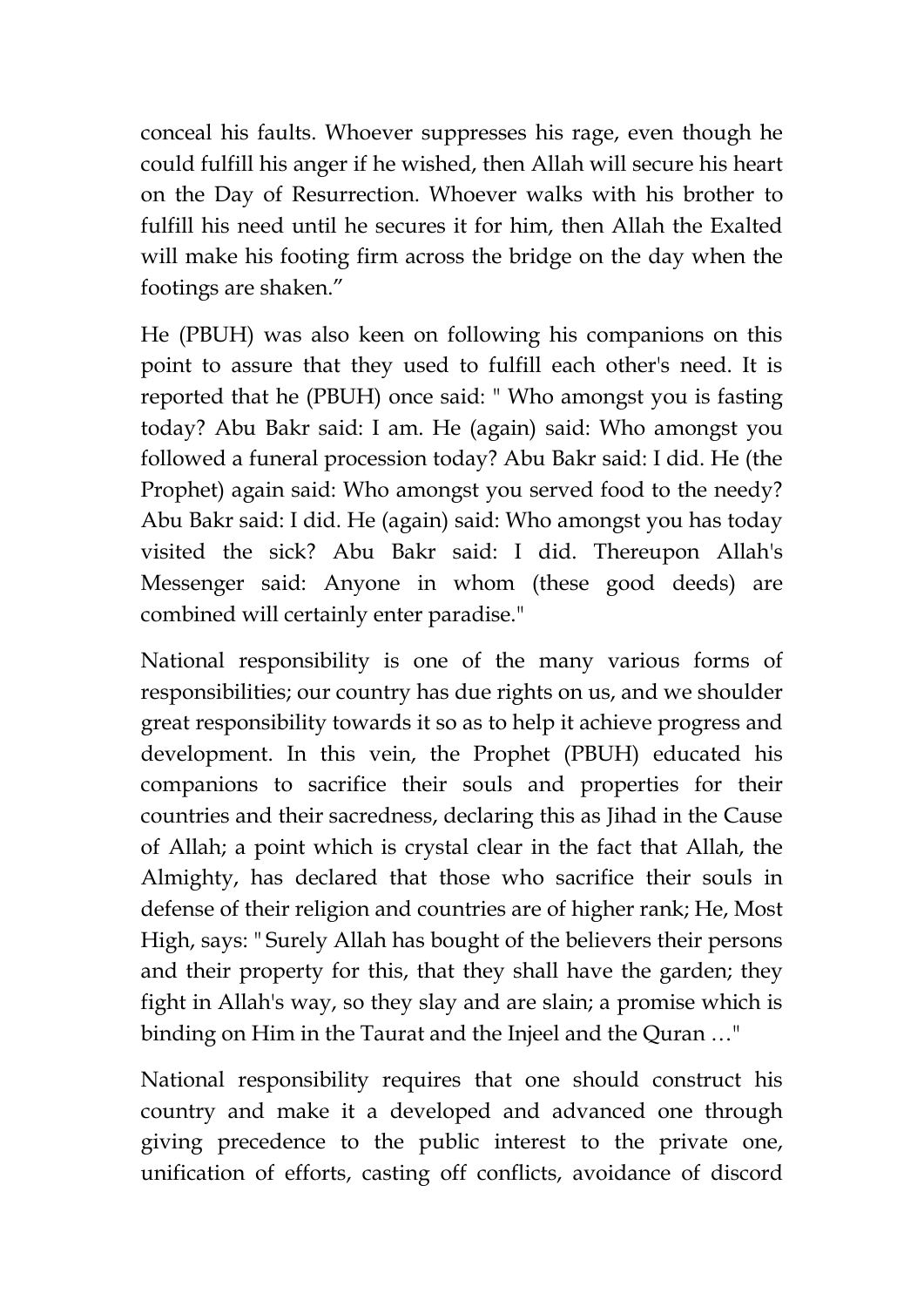conceal his faults. Whoever suppresses his rage, even though he could fulfill his anger if he wished, then Allah will secure his heart on the Day of Resurrection. Whoever walks with his brother to fulfill his need until he secures it for him, then Allah the Exalted will make his footing firm across the bridge on the day when the footings are shaken."

He (PBUH) was also keen on following his companions on this point to assure that they used to fulfill each other's need. It is reported that he (PBUH) once said: " Who amongst you is fasting today? Abu Bakr said: I am. He (again) said: Who amongst you followed a funeral procession today? Abu Bakr said: I did. He (the Prophet) again said: Who amongst you served food to the needy? Abu Bakr said: I did. He (again) said: Who amongst you has today visited the sick? Abu Bakr said: I did. Thereupon Allah's Messenger said: Anyone in whom (these good deeds) are combined will certainly enter paradise."

National responsibility is one of the many various forms of responsibilities; our country has due rights on us, and we shoulder great responsibility towards it so as to help it achieve progress and development. In this vein, the Prophet (PBUH) educated his companions to sacrifice their souls and properties for their countries and their sacredness, declaring this as Jihad in the Cause of Allah; a point which is crystal clear in the fact that Allah, the Almighty, has declared that those who sacrifice their souls in defense of their religion and countries are of higher rank; He, Most High, says: " Surely Allah has bought of the believers their persons and their property for this, that they shall have the garden; they fight in Allah's way, so they slay and are slain; a promise which is binding on Him in the Taurat and the Injeel and the Quran …"

National responsibility requires that one should construct his country and make it a developed and advanced one through giving precedence to the public interest to the private one, unification of efforts, casting off conflicts, avoidance of discord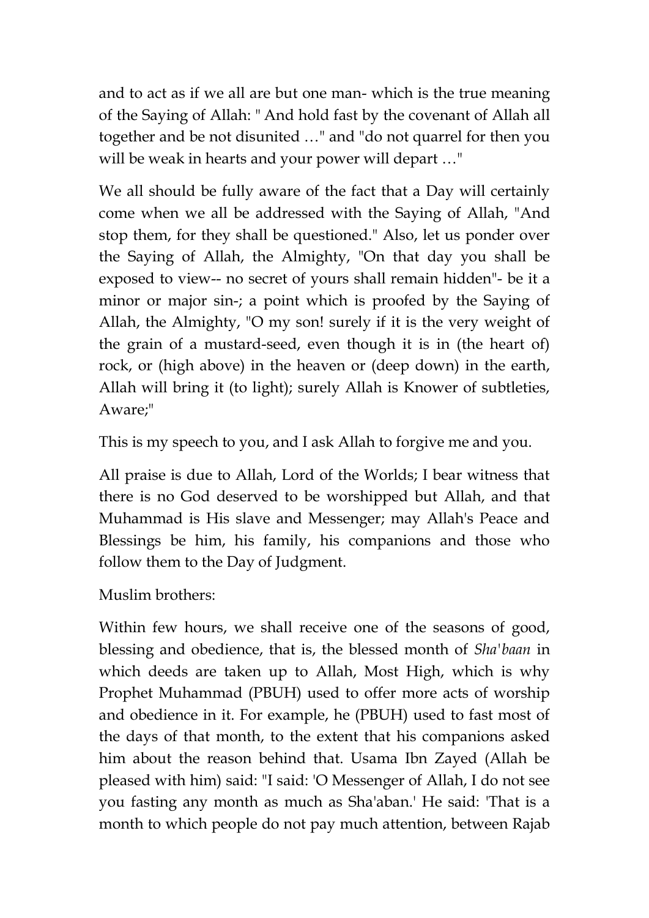and to act as if we all are but one man- which is the true meaning of the Saying of Allah: " And hold fast by the covenant of Allah all together and be not disunited …" and "do not quarrel for then you will be weak in hearts and your power will depart …"

We all should be fully aware of the fact that a Day will certainly come when we all be addressed with the Saying of Allah, "And stop them, for they shall be questioned." Also, let us ponder over the Saying of Allah, the Almighty, "On that day you shall be exposed to view-- no secret of yours shall remain hidden"- be it a minor or major sin-; a point which is proofed by the Saying of Allah, the Almighty, "O my son! surely if it is the very weight of the grain of a mustard-seed, even though it is in (the heart of) rock, or (high above) in the heaven or (deep down) in the earth, Allah will bring it (to light); surely Allah is Knower of subtleties, Aware;"

This is my speech to you, and I ask Allah to forgive me and you.

All praise is due to Allah, Lord of the Worlds; I bear witness that there is no God deserved to be worshipped but Allah, and that Muhammad is His slave and Messenger; may Allah's Peace and Blessings be him, his family, his companions and those who follow them to the Day of Judgment.

Muslim brothers:

Within few hours, we shall receive one of the seasons of good, blessing and obedience, that is, the blessed month of *Sha'baan* in which deeds are taken up to Allah, Most High, which is why Prophet Muhammad (PBUH) used to offer more acts of worship and obedience in it. For example, he (PBUH) used to fast most of the days of that month, to the extent that his companions asked him about the reason behind that. Usama Ibn Zayed (Allah be pleased with him) said: "I said: 'O Messenger of Allah, I do not see you fasting any month as much as Sha'aban.' He said: 'That is a month to which people do not pay much attention, between Rajab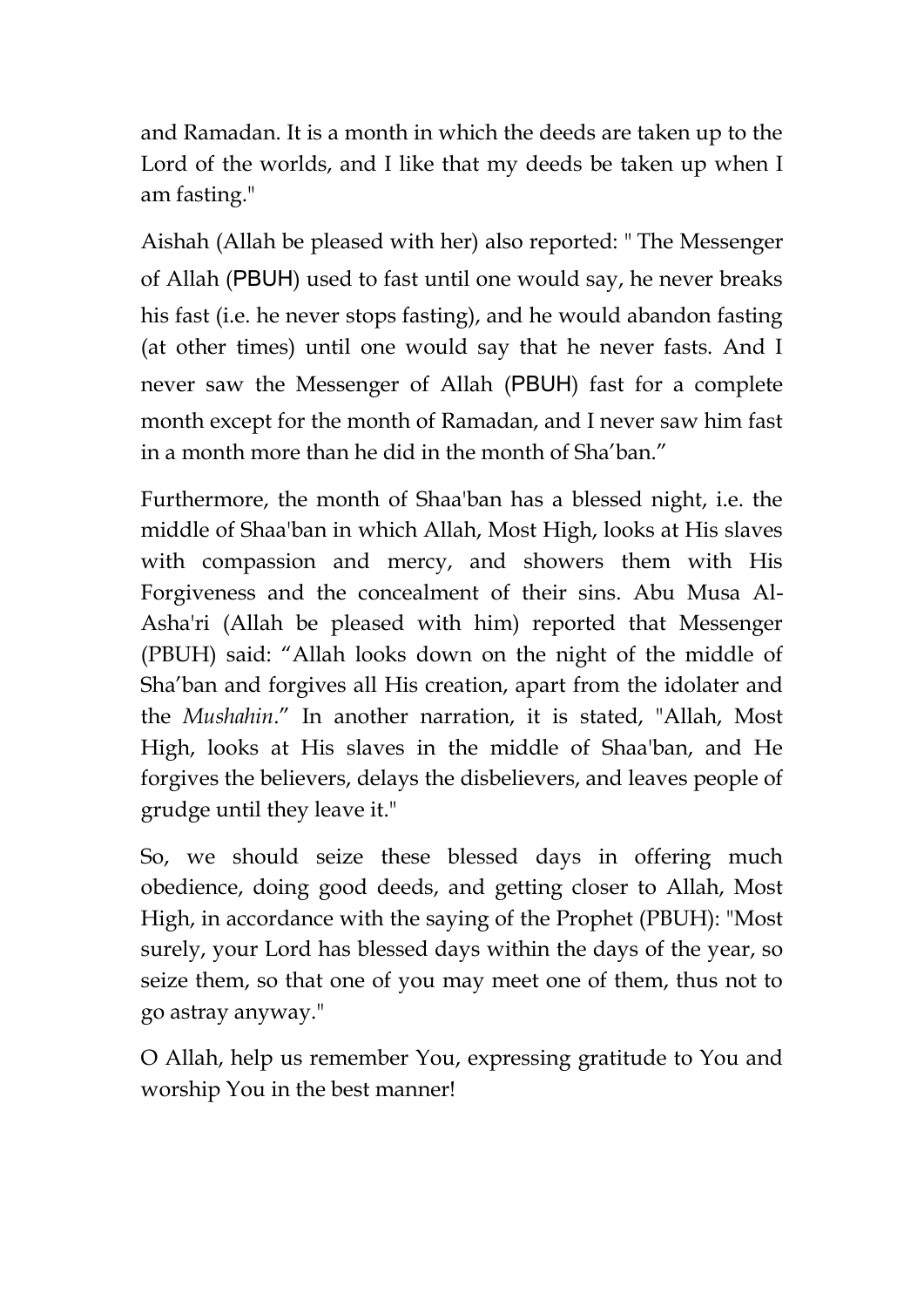and Ramadan. It is a month in which the deeds are taken up to the Lord of the worlds, and I like that my deeds be taken up when I am fasting."

Aishah (Allah be pleased with her) also reported: " The Messenger of Allah (PBUH) used to fast until one would say, he never breaks his fast (i.e. he never stops fasting), and he would abandon fasting (at other times) until one would say that he never fasts. And I never saw the Messenger of Allah (PBUH) fast for a complete month except for the month of Ramadan, and I never saw him fast in a month more than he did in the month of Sha'ban."

Furthermore, the month of Shaa'ban has a blessed night, i.e. the middle of Shaa'ban in which Allah, Most High, looks at His slaves with compassion and mercy, and showers them with His Forgiveness and the concealment of their sins. Abu Musa Al-Asha'ri (Allah be pleased with him) reported that Messenger (PBUH) said: "Allah looks down on the night of the middle of Sha'ban and forgives all His creation, apart from the idolater and the *Mushahin*." In another narration, it is stated, "Allah, Most High, looks at His slaves in the middle of Shaa'ban, and He forgives the believers, delays the disbelievers, and leaves people of grudge until they leave it."

So, we should seize these blessed days in offering much obedience, doing good deeds, and getting closer to Allah, Most High, in accordance with the saying of the Prophet (PBUH): "Most surely, your Lord has blessed days within the days of the year, so seize them, so that one of you may meet one of them, thus not to go astray anyway."

O Allah, help us remember You, expressing gratitude to You and worship You in the best manner!